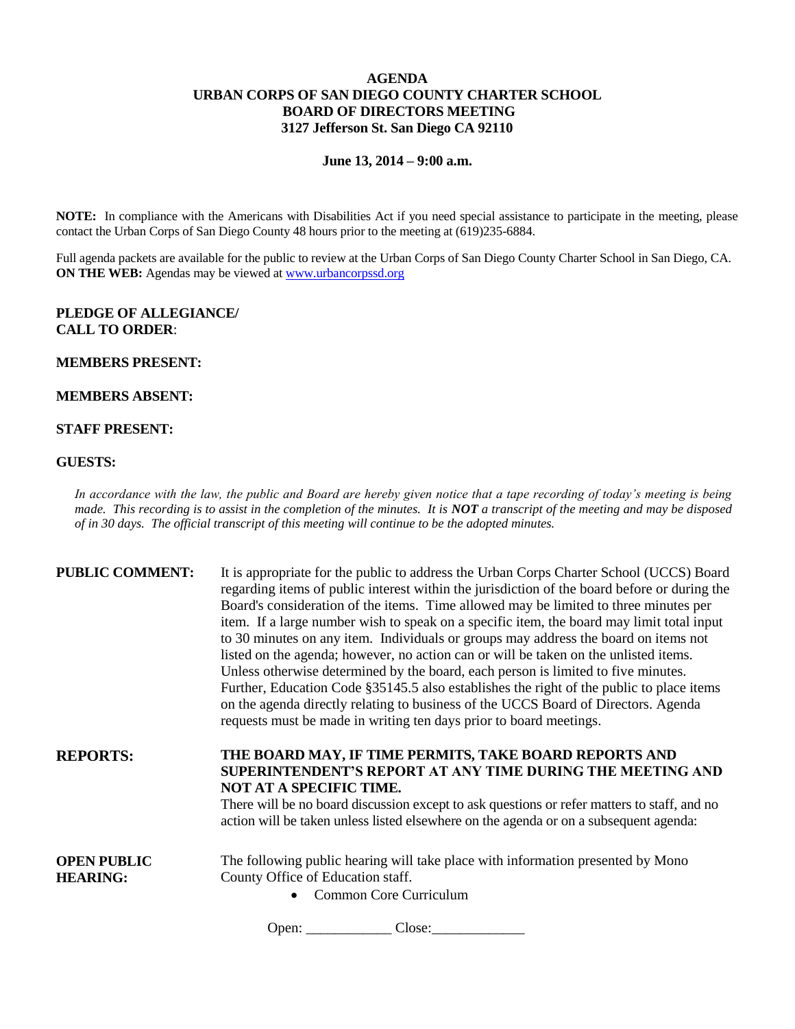# AGENDA
# URBAN CORPS OF SAN DIEGO COUNTY CHARTER SCHOOL
# BOARD OF DIRECTORS MEETING
# 3127 Jefferson St. San Diego CA 92110

**June 13, 2014 – 9:00 a.m.**

**NOTE:** In compliance with the Americans with Disabilities Act if you need special assistance to participate in the meeting, please contact the Urban Corps of San Diego County 48 hours prior to the meeting at (619)235-6884.

Full agenda packets are available for the public to review at the Urban Corps of San Diego County Charter School in San Diego, CA.
**ON THE WEB:** Agendas may be viewed at www.urbancorpssd.org

**PLEDGE OF ALLEGIANCE/**
**CALL TO ORDER**:

**MEMBERS PRESENT:**

**MEMBERS ABSENT:**

**STAFF PRESENT:**

**GUESTS:**

*In accordance with the law, the public and Board are hereby given notice that a tape recording of today's meeting is being made. This recording is to assist in the completion of the minutes. It is **NOT** a transcript of the meeting and may be disposed of in 30 days. The official transcript of this meeting will continue to be the adopted minutes.*

**PUBLIC COMMENT:** It is appropriate for the public to address the Urban Corps Charter School (UCCS) Board regarding items of public interest within the jurisdiction of the board before or during the Board's consideration of the items. Time allowed may be limited to three minutes per item. If a large number wish to speak on a specific item, the board may limit total input to 30 minutes on any item. Individuals or groups may address the board on items not listed on the agenda; however, no action can or will be taken on the unlisted items. Unless otherwise determined by the board, each person is limited to five minutes. Further, Education Code §35145.5 also establishes the right of the public to place items on the agenda directly relating to business of the UCCS Board of Directors. Agenda requests must be made in writing ten days prior to board meetings.

**REPORTS:** **THE BOARD MAY, IF TIME PERMITS, TAKE BOARD REPORTS AND SUPERINTENDENT'S REPORT AT ANY TIME DURING THE MEETING AND NOT AT A SPECIFIC TIME.**
There will be no board discussion except to ask questions or refer matters to staff, and no action will be taken unless listed elsewhere on the agenda or on a subsequent agenda:

**OPEN PUBLIC HEARING:** The following public hearing will take place with information presented by Mono County Office of Education staff.

- Common Core Curriculum

Open: ____________ Close:_____________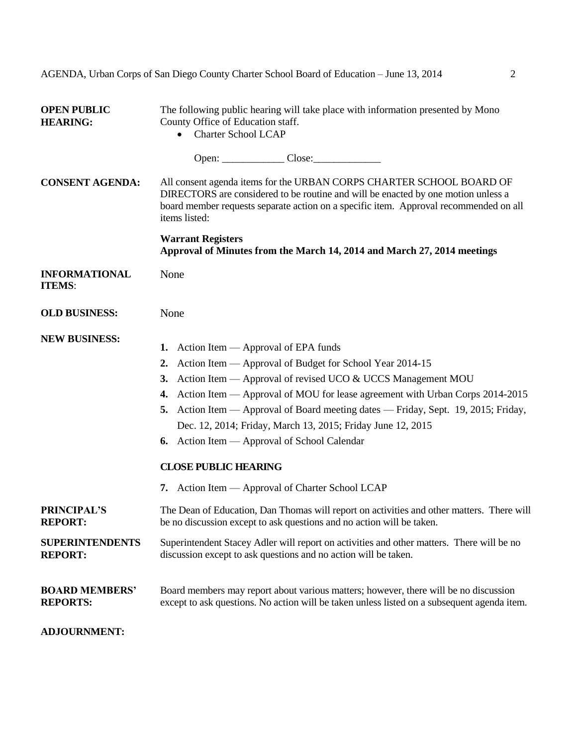**OPEN PUBLIC HEARING:** The following public hearing will take place with information presented by Mono County Office of Education staff.

- Charter School LCAP

Open: ____________ Close:_____________

**CONSENT AGENDA:** All consent agenda items for the URBAN CORPS CHARTER SCHOOL BOARD OF DIRECTORS are considered to be routine and will be enacted by one motion unless a board member requests separate action on a specific item. Approval recommended on all items listed:

**Warrant Registers**
**Approval of Minutes from the March 14, 2014 and March 27, 2014 meetings**

**INFORMATIONAL ITEMS**: None

**OLD BUSINESS:** None

**NEW BUSINESS:**

1. Action Item — Approval of EPA funds
2. Action Item — Approval of Budget for School Year 2014-15
3. Action Item — Approval of revised UCO & UCCS Management MOU
4. Action Item — Approval of MOU for lease agreement with Urban Corps 2014-2015
5. Action Item — Approval of Board meeting dates — Friday, Sept. 19, 2015; Friday, Dec. 12, 2014; Friday, March 13, 2015; Friday June 12, 2015
6. Action Item — Approval of School Calendar

**CLOSE PUBLIC HEARING**

7. Action Item — Approval of Charter School LCAP

**PRINCIPAL'S REPORT:** The Dean of Education, Dan Thomas will report on activities and other matters. There will be no discussion except to ask questions and no action will be taken.

**SUPERINTENDENTS REPORT:** Superintendent Stacey Adler will report on activities and other matters. There will be no discussion except to ask questions and no action will be taken.

**BOARD MEMBERS' REPORTS:** Board members may report about various matters; however, there will be no discussion except to ask questions. No action will be taken unless listed on a subsequent agenda item.

**ADJOURNMENT:**